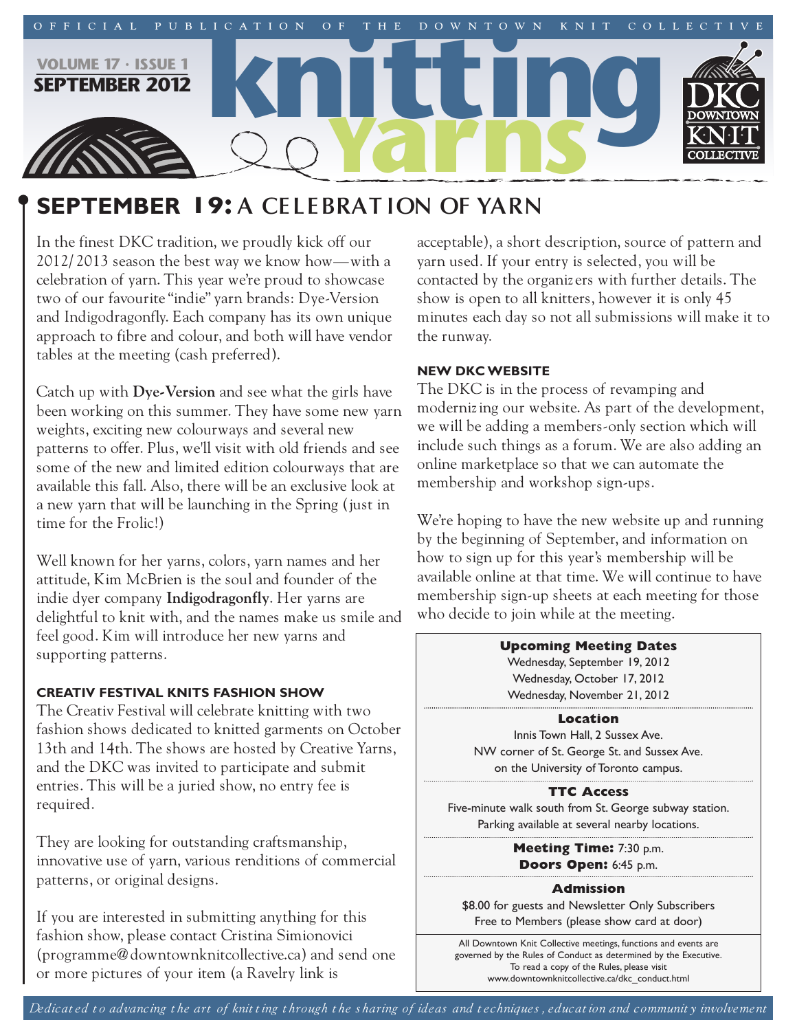OFFICIAL PUBLICATION OF THE DOWNTOWN KNIT COLLECTIVE

VOLUME 17 · ISSUE 1
SEPTEMBER 2012

# knitting Yarns

## SEPTEMBER 19: A CELEBRATION OF YARN

In the finest DKC tradition, we proudly kick off our 2012/2013 season the best way we know how—with a celebration of yarn. This year we're proud to showcase two of our favourite "indie" yarn brands: Dye-Version and Indigodragonfly. Each company has its own unique approach to fibre and colour, and both will have vendor tables at the meeting (cash preferred).

Catch up with **Dye-Version** and see what the girls have been working on this summer. They have some new yarn weights, exciting new colourways and several new patterns to offer. Plus, we'll visit with old friends and see some of the new and limited edition colourways that are available this fall. Also, there will be an exclusive look at a new yarn that will be launching in the Spring (just in time for the Frolic!)

Well known for her yarns, colors, yarn names and her attitude, Kim McBrien is the soul and founder of the indie dyer company **Indigodragonfly**. Her yarns are delightful to knit with, and the names make us smile and feel good. Kim will introduce her new yarns and supporting patterns.

### CREATIV FESTIVAL KNITS FASHION SHOW

The Creativ Festival will celebrate knitting with two fashion shows dedicated to knitted garments on October 13th and 14th. The shows are hosted by Creative Yarns, and the DKC was invited to participate and submit entries. This will be a juried show, no entry fee is required.

They are looking for outstanding craftsmanship, innovative use of yarn, various renditions of commercial patterns, or original designs.

If you are interested in submitting anything for this fashion show, please contact Cristina Simionovici (programme@downtownknitcollective.ca) and send one or more pictures of your item (a Ravelry link is acceptable), a short description, source of pattern and yarn used. If your entry is selected, you will be contacted by the organizers with further details. The show is open to all knitters, however it is only 45 minutes each day so not all submissions will make it to the runway.

### NEW DKC WEBSITE

The DKC is in the process of revamping and modernizing our website. As part of the development, we will be adding a members-only section which will include such things as a forum. We are also adding an online marketplace so that we can automate the membership and workshop sign-ups.

We're hoping to have the new website up and running by the beginning of September, and information on how to sign up for this year's membership will be available online at that time. We will continue to have membership sign-up sheets at each meeting for those who decide to join while at the meeting.

**Upcoming Meeting Dates**
Wednesday, September 19, 2012
Wednesday, October 17, 2012
Wednesday, November 21, 2012

**Location**
Innis Town Hall, 2 Sussex Ave.
NW corner of St. George St. and Sussex Ave.
on the University of Toronto campus.

**TTC Access**
Five-minute walk south from St. George subway station.
Parking available at several nearby locations.

**Meeting Time:** 7:30 p.m.
**Doors Open:** 6:45 p.m.

**Admission**
$8.00 for guests and Newsletter Only Subscribers
Free to Members (please show card at door)

All Downtown Knit Collective meetings, functions and events are governed by the Rules of Conduct as determined by the Executive. To read a copy of the Rules, please visit www.downtownknitcollective.ca/dkc_conduct.html

*Dedicated to advancing the art of knitting through the sharing of ideas and techniques, education and community involvement*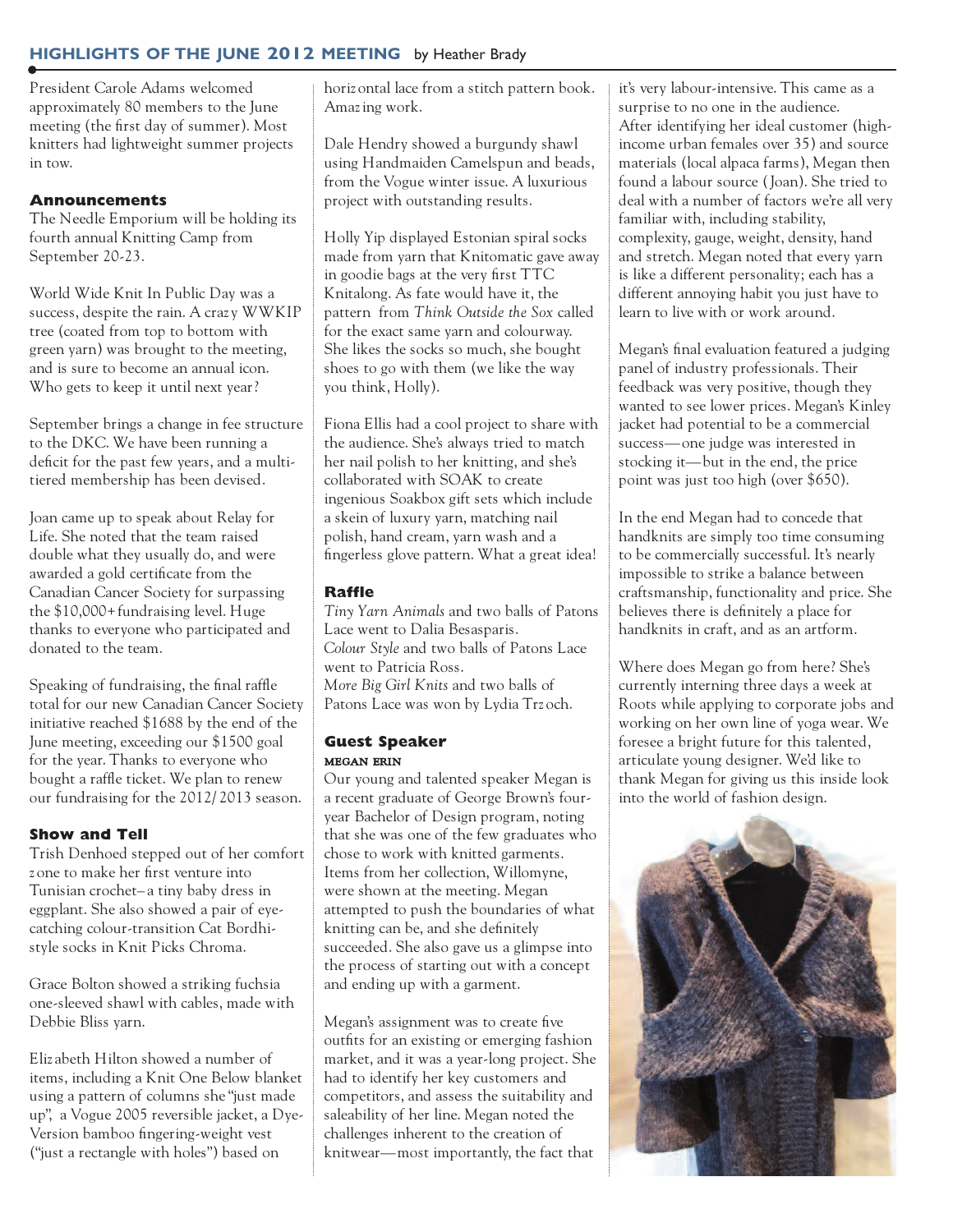## HIGHLIGHTS OF THE JUNE 2012 MEETING by Heather Brady

President Carole Adams welcomed approximately 80 members to the June meeting (the first day of summer). Most knitters had lightweight summer projects in tow.

### Announcements

The Needle Emporium will be holding its fourth annual Knitting Camp from September 20-23.

World Wide Knit In Public Day was a success, despite the rain. A crazy WWKIP tree (coated from top to bottom with green yarn) was brought to the meeting, and is sure to become an annual icon. Who gets to keep it until next year?

September brings a change in fee structure to the DKC. We have been running a deficit for the past few years, and a multi-tiered membership has been devised.

Joan came up to speak about Relay for Life. She noted that the team raised double what they usually do, and were awarded a gold certificate from the Canadian Cancer Society for surpassing the $10,000+ fundraising level. Huge thanks to everyone who participated and donated to the team.

Speaking of fundraising, the final raffle total for our new Canadian Cancer Society initiative reached $1688 by the end of the June meeting, exceeding our $1500 goal for the year. Thanks to everyone who bought a raffle ticket. We plan to renew our fundraising for the 2012/2013 season.

### Show and Tell

Trish Denhoed stepped out of her comfort zone to make her first venture into Tunisian crochet– a tiny baby dress in eggplant. She also showed a pair of eye-catching colour-transition Cat Bordhi-style socks in Knit Picks Chroma.

Grace Bolton showed a striking fuchsia one-sleeved shawl with cables, made with Debbie Bliss yarn.

Elizabeth Hilton showed a number of items, including a Knit One Below blanket using a pattern of columns she "just made up", a Vogue 2005 reversible jacket, a Dye-Version bamboo fingering-weight vest ("just a rectangle with holes") based on horizontal lace from a stitch pattern book. Amazing work.

Dale Hendry showed a burgundy shawl using Handmaiden Camelspun and beads, from the Vogue winter issue. A luxurious project with outstanding results.

Holly Yip displayed Estonian spiral socks made from yarn that Knitomatic gave away in goodie bags at the very first TTC Knitalong. As fate would have it, the pattern from *Think Outside the Sox* called for the exact same yarn and colourway. She likes the socks so much, she bought shoes to go with them (we like the way you think, Holly).

Fiona Ellis had a cool project to share with the audience. She's always tried to match her nail polish to her knitting, and she's collaborated with SOAK to create ingenious Soakbox gift sets which include a skein of luxury yarn, matching nail polish, hand cream, yarn wash and a fingerless glove pattern. What a great idea!

### Raffle

*Tiny Yarn Animals* and two balls of Patons Lace went to Dalia Besasparis.
*Colour Style* and two balls of Patons Lace went to Patricia Ross.
*More Big Girl Knits* and two balls of Patons Lace was won by Lydia Trzoch.

### Guest Speaker

**MEGAN ERIN**

Our young and talented speaker Megan is a recent graduate of George Brown's four-year Bachelor of Design program, noting that she was one of the few graduates who chose to work with knitted garments. Items from her collection, Willomyne, were shown at the meeting. Megan attempted to push the boundaries of what knitting can be, and she definitely succeeded. She also gave us a glimpse into the process of starting out with a concept and ending up with a garment.

Megan's assignment was to create five outfits for an existing or emerging fashion market, and it was a year-long project. She had to identify her key customers and competitors, and assess the suitability and saleability of her line. Megan noted the challenges inherent to the creation of knitwear—most importantly, the fact that it's very labour-intensive. This came as a surprise to no one in the audience.
After identifying her ideal customer (high-income urban females over 35) and source materials (local alpaca farms), Megan then found a labour source (Joan). She tried to deal with a number of factors we're all very familiar with, including stability, complexity, gauge, weight, density, hand and stretch. Megan noted that every yarn is like a different personality; each has a different annoying habit you just have to learn to live with or work around.

Megan's final evaluation featured a judging panel of industry professionals. Their feedback was very positive, though they wanted to see lower prices. Megan's Kinley jacket had potential to be a commercial success—one judge was interested in stocking it—but in the end, the price point was just too high (over $650).

In the end Megan had to concede that handknits are simply too time consuming to be commercially successful. It's nearly impossible to strike a balance between craftsmanship, functionality and price. She believes there is definitely a place for handknits in craft, and as an artform.

Where does Megan go from here? She's currently interning three days a week at Roots while applying to corporate jobs and working on her own line of yoga wear. We foresee a bright future for this talented, articulate young designer. We'd like to thank Megan for giving us this inside look into the world of fashion design.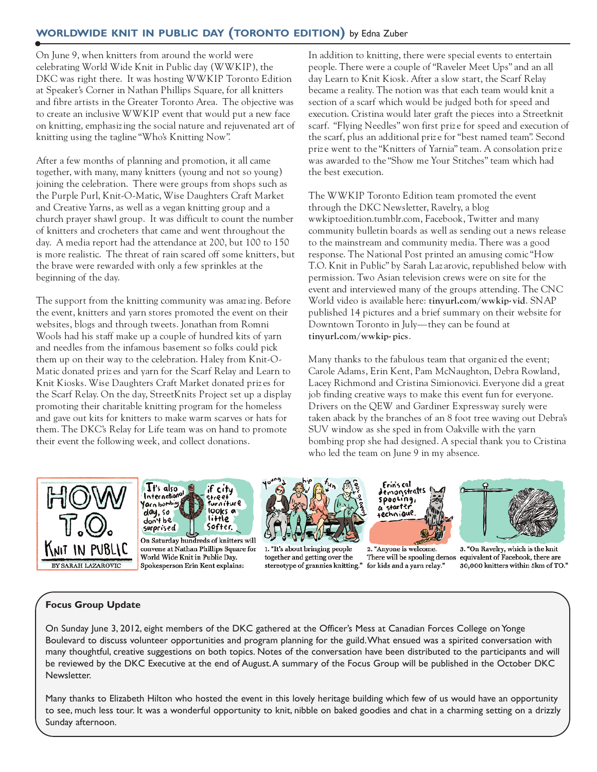## WORLDWIDE KNIT IN PUBLIC DAY (TORONTO EDITION) by Edna Zuber

On June 9, when knitters from around the world were celebrating World Wide Knit in Public day (WWKIP), the DKC was right there. It was hosting WWKIP Toronto Edition at Speaker's Corner in Nathan Phillips Square, for all knitters and fibre artists in the Greater Toronto Area. The objective was to create an inclusive WWKIP event that would put a new face on knitting, emphasizing the social nature and rejuvenated art of knitting using the tagline "Who's Knitting Now".

After a few months of planning and promotion, it all came together, with many, many knitters (young and not so young) joining the celebration. There were groups from shops such as the Purple Purl, Knit-O-Matic, Wise Daughters Craft Market and Creative Yarns, as well as a vegan knitting group and a church prayer shawl group. It was difficult to count the number of knitters and crocheters that came and went throughout the day. A media report had the attendance at 200, but 100 to 150 is more realistic. The threat of rain scared off some knitters, but the brave were rewarded with only a few sprinkles at the beginning of the day.

The support from the knitting community was amazing. Before the event, knitters and yarn stores promoted the event on their websites, blogs and through tweets. Jonathan from Romni Wools had his staff make up a couple of hundred kits of yarn and needles from the infamous basement so folks could pick them up on their way to the celebration. Haley from Knit-O-Matic donated prizes and yarn for the Scarf Relay and Learn to Knit Kiosks. Wise Daughters Craft Market donated prizes for the Scarf Relay. On the day, StreetKnits Project set up a display promoting their charitable knitting program for the homeless and gave out kits for knitters to make warm scarves or hats for them. The DKC's Relay for Life team was on hand to promote their event the following week, and collect donations.

In addition to knitting, there were special events to entertain people. There were a couple of "Raveler Meet Ups" and an all day Learn to Knit Kiosk. After a slow start, the Scarf Relay became a reality. The notion was that each team would knit a section of a scarf which would be judged both for speed and execution. Cristina would later graft the pieces into a Streetknit scarf. "Flying Needles" won first prize for speed and execution of the scarf, plus an additional prize for "best named team". Second prize went to the "Knitters of Yarnia" team. A consolation prize was awarded to the "Show me Your Stitches" team which had the best execution.

The WWKIP Toronto Edition team promoted the event through the DKC Newsletter, Ravelry, a blog wwkiptoedition.tumblr.com, Facebook, Twitter and many community bulletin boards as well as sending out a news release to the mainstream and community media. There was a good response. The National Post printed an amusing comic "How T.O. Knit in Public" by Sarah Lazarovic, republished below with permission. Two Asian television crews were on site for the event and interviewed many of the groups attending. The CNC World video is available here: **tinyurl.com/wwkip-vid**. SNAP published 14 pictures and a brief summary on their website for Downtown Toronto in July—they can be found at **tinyurl.com/wwkip-pics**.

Many thanks to the fabulous team that organized the event; Carole Adams, Erin Kent, Pam McNaughton, Debra Rowland, Lacey Richmond and Cristina Simionovici. Everyone did a great job finding creative ways to make this event fun for everyone. Drivers on the QEW and Gardiner Expressway surely were taken aback by the branches of an 8 foot tree waving out Debra's SUV window as she sped in from Oakville with the yarn bombing prop she had designed. A special thank you to Cristina who led the team on June 9 in my absence.

HOW T.O. KNIT IN PUBLIC BY SARAH LAZAROVIC

On Saturday hundreds of knitters will convene at Nathan Phillips Square for World Wide Knit in Public Day. Spokesperson Erin Kent explains:

1. "It's about bringing people together and getting over the stereotype of grannies knitting."

2. "Anyone is welcome. There will be spooling demos for kids and a yarn relay."

3. "On Ravelry, which is the knit equivalent of Facebook, there are 30,000 knitters within 5km of TO."

### Focus Group Update

On Sunday June 3, 2012, eight members of the DKC gathered at the Officer's Mess at Canadian Forces College on Yonge Boulevard to discuss volunteer opportunities and program planning for the guild. What ensued was a spirited conversation with many thoughtful, creative suggestions on both topics. Notes of the conversation have been distributed to the participants and will be reviewed by the DKC Executive at the end of August. A summary of the Focus Group will be published in the October DKC Newsletter.

Many thanks to Elizabeth Hilton who hosted the event in this lovely heritage building which few of us would have an opportunity to see, much less tour. It was a wonderful opportunity to knit, nibble on baked goodies and chat in a charming setting on a drizzly Sunday afternoon.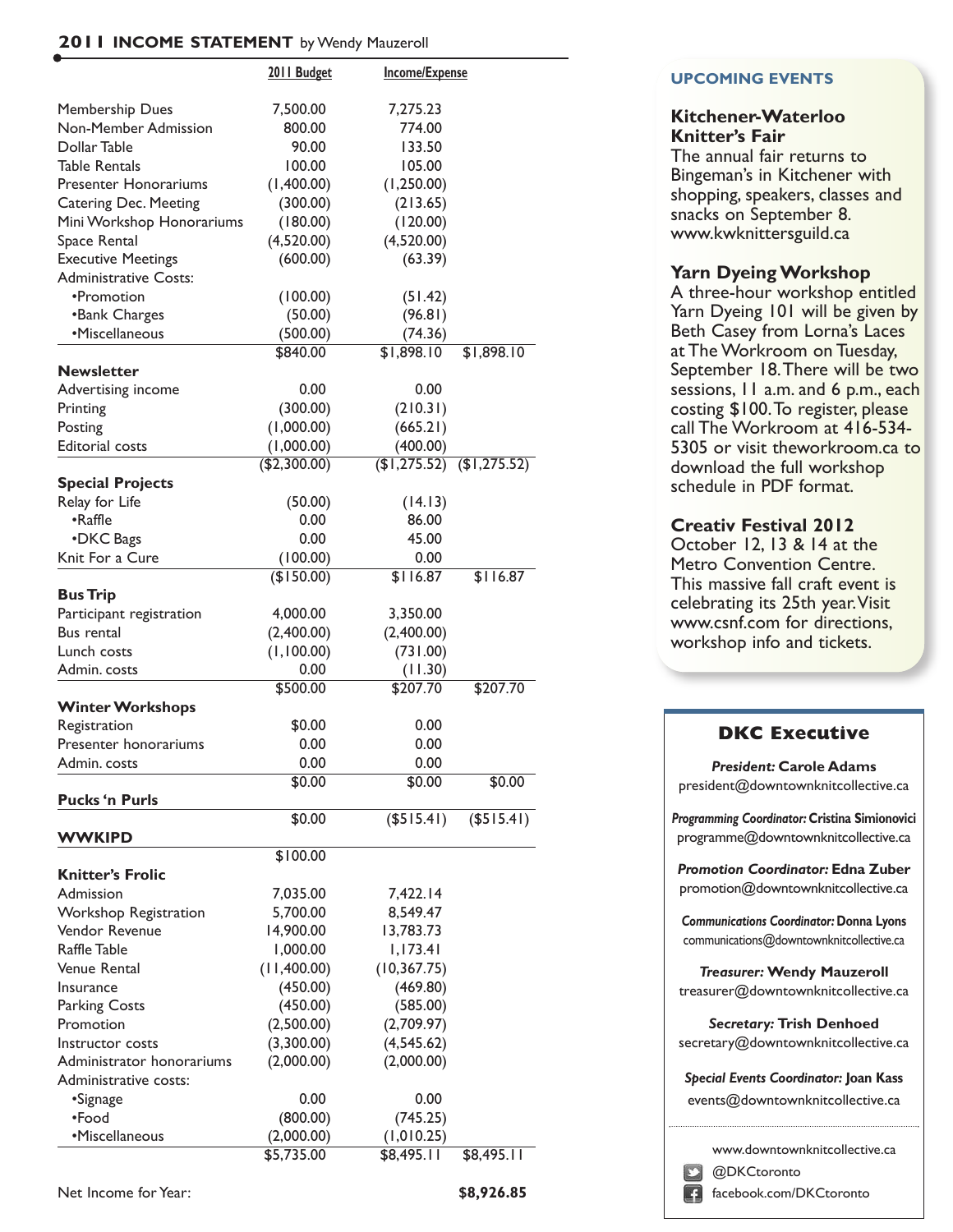## 2011 INCOME STATEMENT by Wendy Mauzeroll

| | 2011 Budget | Income/Expense | |
|---|---|---|---|
| Membership Dues | 7,500.00 | 7,275.23 | |
| Non-Member Admission | 800.00 | 774.00 | |
| Dollar Table | 90.00 | 133.50 | |
| Table Rentals | 100.00 | 105.00 | |
| Presenter Honorariums | (1,400.00) | (1,250.00) | |
| Catering Dec. Meeting | (300.00) | (213.65) | |
| Mini Workshop Honorariums | (180.00) | (120.00) | |
| Space Rental | (4,520.00) | (4,520.00) | |
| Executive Meetings | (600.00) | (63.39) | |
| Administrative Costs: | | | |
| •Promotion | (100.00) | (51.42) | |
| •Bank Charges | (50.00) | (96.81) | |
| •Miscellaneous | (500.00) | (74.36) | |
| | $840.00 | $1,898.10 | $1,898.10 |
| **Newsletter** | | | |
| Advertising income | 0.00 | 0.00 | |
| Printing | (300.00) | (210.31) | |
| Posting | (1,000.00) | (665.21) | |
| Editorial costs | (1,000.00) | (400.00) | |
| | ($2,300.00) | ($1,275.52) | ($1,275.52) |
| **Special Projects** | | | |
| Relay for Life | (50.00) | (14.13) | |
| •Raffle | 0.00 | 86.00 | |
| •DKC Bags | 0.00 | 45.00 | |
| Knit For a Cure | (100.00) | 0.00 | |
| | ($150.00) | $116.87 | $116.87 |
| **Bus Trip** | | | |
| Participant registration | 4,000.00 | 3,350.00 | |
| Bus rental | (2,400.00) | (2,400.00) | |
| Lunch costs | (1,100.00) | (731.00) | |
| Admin. costs | 0.00 | (11.30) | |
| | $500.00 | $207.70 | $207.70 |
| **Winter Workshops** | | | |
| Registration | $0.00 | 0.00 | |
| Presenter honorariums | 0.00 | 0.00 | |
| Admin. costs | 0.00 | 0.00 | |
| | $0.00 | $0.00 | $0.00 |
| **Pucks 'n Purls** | | | |
| | $0.00 | ($515.41) | ($515.41) |
| **WWKIPD** | | | |
| | $100.00 | | |
| **Knitter's Frolic** | | | |
| Admission | 7,035.00 | 7,422.14 | |
| Workshop Registration | 5,700.00 | 8,549.47 | |
| Vendor Revenue | 14,900.00 | 13,783.73 | |
| Raffle Table | 1,000.00 | 1,173.41 | |
| Venue Rental | (11,400.00) | (10,367.75) | |
| Insurance | (450.00) | (469.80) | |
| Parking Costs | (450.00) | (585.00) | |
| Promotion | (2,500.00) | (2,709.97) | |
| Instructor costs | (3,300.00) | (4,545.62) | |
| Administrator honorariums | (2,000.00) | (2,000.00) | |
| Administrative costs: | | | |
| •Signage | 0.00 | 0.00 | |
| •Food | (800.00) | (745.25) | |
| •Miscellaneous | (2,000.00) | (1,010.25) | |
| | $5,735.00 | $8,495.11 | $8,495.11 |
| Net Income for Year: | | | **$8,926.85** |

### UPCOMING EVENTS

**Kitchener-Waterloo Knitter's Fair**
The annual fair returns to Bingeman's in Kitchener with shopping, speakers, classes and snacks on September 8. www.kwknittersguild.ca

**Yarn Dyeing Workshop**
A three-hour workshop entitled Yarn Dyeing 101 will be given by Beth Casey from Lorna's Laces at The Workroom on Tuesday, September 18. There will be two sessions, 11 a.m. and 6 p.m., each costing $100. To register, please call The Workroom at 416-534-5305 or visit theworkroom.ca to download the full workshop schedule in PDF format.

**Creativ Festival 2012**
October 12, 13 & 14 at the Metro Convention Centre. This massive fall craft event is celebrating its 25th year. Visit www.csnf.com for directions, workshop info and tickets.

### DKC Executive

*President:* **Carole Adams**
president@downtownknitcollective.ca

*Programming Coordinator:* **Cristina Simionovici**
programme@downtownknitcollective.ca

*Promotion Coordinator:* **Edna Zuber**
promotion@downtownknitcollective.ca

*Communications Coordinator:* **Donna Lyons**
communications@downtownknitcollective.ca

*Treasurer:* **Wendy Mauzeroll**
treasurer@downtownknitcollective.ca

*Secretary:* **Trish Denhoed**
secretary@downtownknitcollective.ca

*Special Events Coordinator:* **Joan Kass**
events@downtownknitcollective.ca

www.downtownknitcollective.ca
@DKCtoronto
facebook.com/DKCtoronto